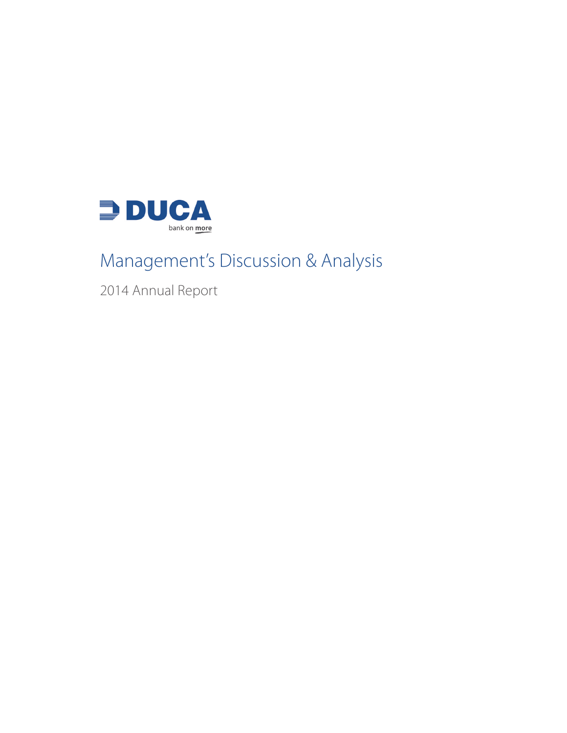DUCA

bank on more

# Management's Discussion & Analysis

2014 Annual Report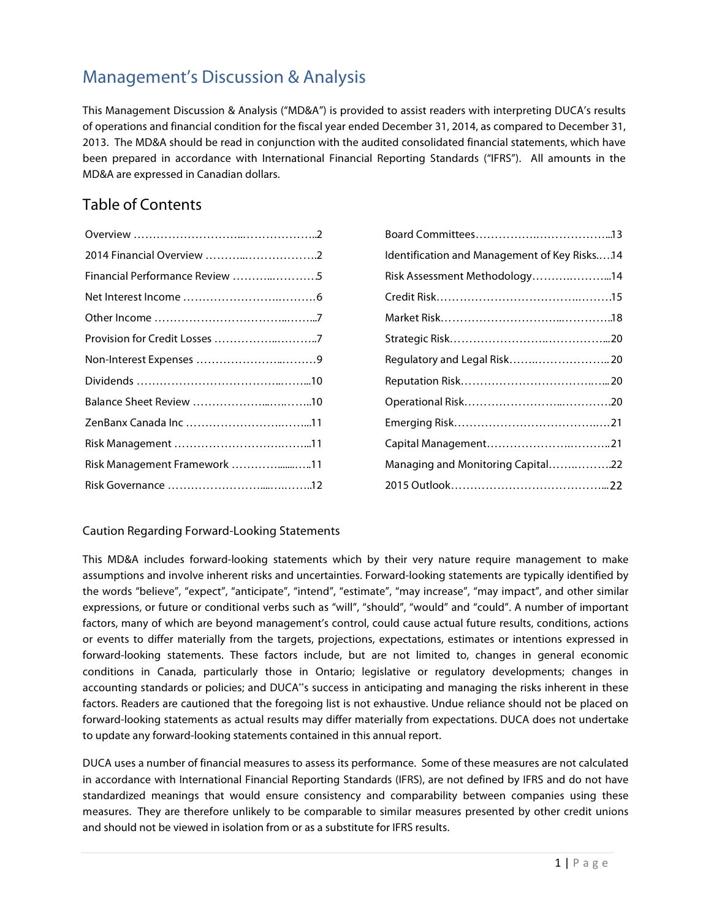# Management's Discussion & Analysis

This Management Discussion & Analysis ("MD&A") is provided to assist readers with interpreting DUCA's results of operations and financial condition for the fiscal year ended December 31, 2014, as compared to December 31, 2013. The MD&A should be read in conjunction with the audited consolidated financial statements, which have been prepared in accordance with International Financial Reporting Standards ("IFRS"). All amounts in the MD&A are expressed in Canadian dollars.

## Table of Contents

| | |
|---|---|
| Overview ..........................................2 | Board Committees..................................13 |
| 2014 Financial Overview ..........................2 | Identification and Management of Key Risks.....14 |
| Financial Performance Review ..................5 | Risk Assessment Methodology.....................14 |
| Net Interest Income ..............................6 | Credit Risk..........................................15 |
| Other Income .....................................7 | Market Risk..........................................18 |
| Provision for Credit Losses ......................7 | Strategic Risk.......................................20 |
| Non-Interest Expenses ............................9 | Regulatory and Legal Risk.........................20 |
| Dividends .........................................10 | Reputation Risk.....................................20 |
| Balance Sheet Review .............................10 | Operational Risk....................................20 |
| ZenBanx Canada Inc ...............................11 | Emerging Risk.......................................21 |
| Risk Management ..................................11 | Capital Management.................................21 |
| Risk Management Framework .......................11 | Managing and Monitoring Capital..................22 |
| Risk Governance ..................................12 | 2015 Outlook........................................22 |

### Caution Regarding Forward-Looking Statements

This MD&A includes forward-looking statements which by their very nature require management to make assumptions and involve inherent risks and uncertainties. Forward-looking statements are typically identified by the words "believe", "expect", "anticipate", "intend", "estimate", "may increase", "may impact", and other similar expressions, or future or conditional verbs such as "will", "should", "would" and "could". A number of important factors, many of which are beyond management's control, could cause actual future results, conditions, actions or events to differ materially from the targets, projections, expectations, estimates or intentions expressed in forward-looking statements. These factors include, but are not limited to, changes in general economic conditions in Canada, particularly those in Ontario; legislative or regulatory developments; changes in accounting standards or policies; and DUCA"s success in anticipating and managing the risks inherent in these factors. Readers are cautioned that the foregoing list is not exhaustive. Undue reliance should not be placed on forward-looking statements as actual results may differ materially from expectations. DUCA does not undertake to update any forward-looking statements contained in this annual report.

DUCA uses a number of financial measures to assess its performance. Some of these measures are not calculated in accordance with International Financial Reporting Standards (IFRS), are not defined by IFRS and do not have standardized meanings that would ensure consistency and comparability between companies using these measures. They are therefore unlikely to be comparable to similar measures presented by other credit unions and should not be viewed in isolation from or as a substitute for IFRS results.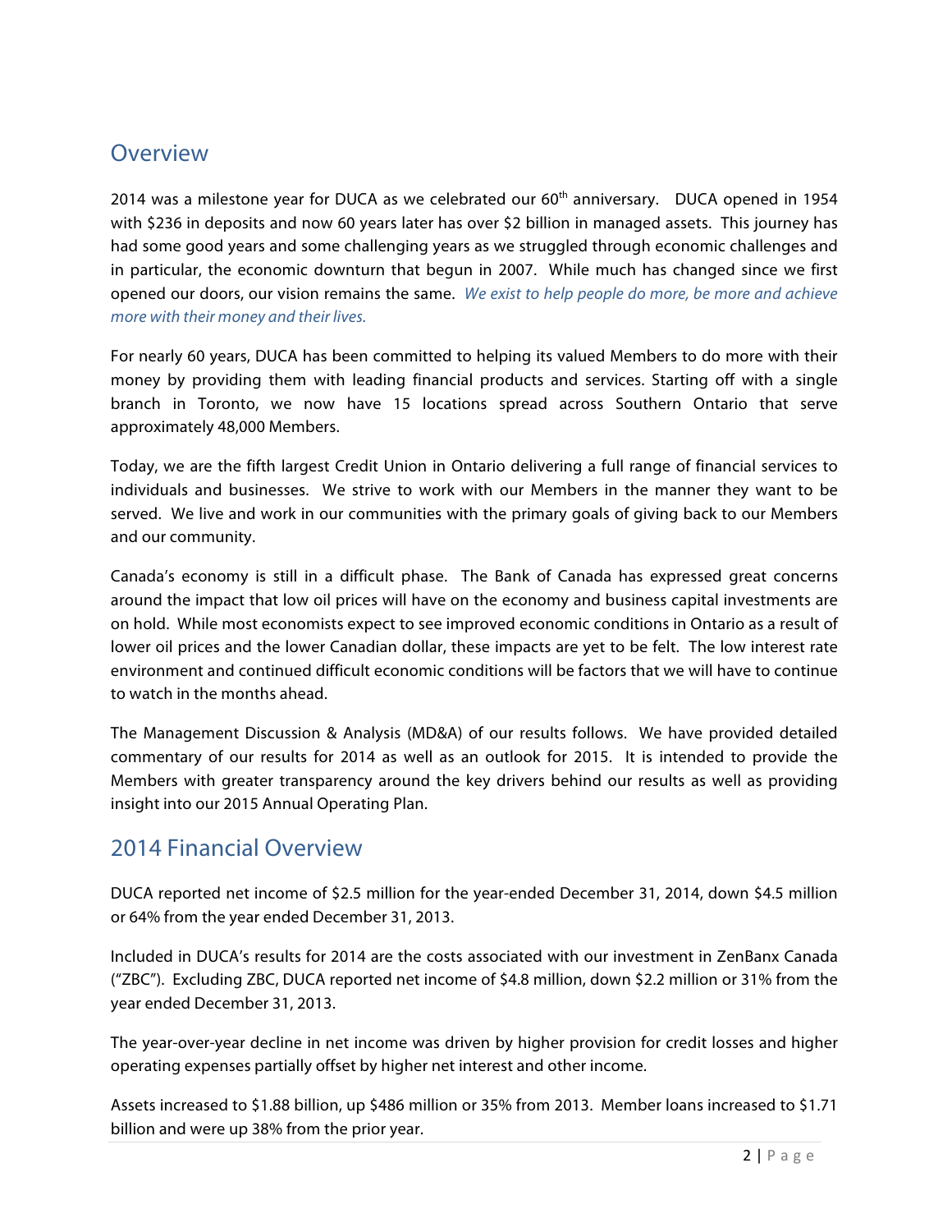## Overview

2014 was a milestone year for DUCA as we celebrated our 60th anniversary. DUCA opened in 1954 with $236 in deposits and now 60 years later has over $2 billion in managed assets. This journey has had some good years and some challenging years as we struggled through economic challenges and in particular, the economic downturn that begun in 2007. While much has changed since we first opened our doors, our vision remains the same. *We exist to help people do more, be more and achieve more with their money and their lives.*

For nearly 60 years, DUCA has been committed to helping its valued Members to do more with their money by providing them with leading financial products and services. Starting off with a single branch in Toronto, we now have 15 locations spread across Southern Ontario that serve approximately 48,000 Members.

Today, we are the fifth largest Credit Union in Ontario delivering a full range of financial services to individuals and businesses. We strive to work with our Members in the manner they want to be served. We live and work in our communities with the primary goals of giving back to our Members and our community.

Canada's economy is still in a difficult phase. The Bank of Canada has expressed great concerns around the impact that low oil prices will have on the economy and business capital investments are on hold. While most economists expect to see improved economic conditions in Ontario as a result of lower oil prices and the lower Canadian dollar, these impacts are yet to be felt. The low interest rate environment and continued difficult economic conditions will be factors that we will have to continue to watch in the months ahead.

The Management Discussion & Analysis (MD&A) of our results follows. We have provided detailed commentary of our results for 2014 as well as an outlook for 2015. It is intended to provide the Members with greater transparency around the key drivers behind our results as well as providing insight into our 2015 Annual Operating Plan.

## 2014 Financial Overview

DUCA reported net income of $2.5 million for the year-ended December 31, 2014, down $4.5 million or 64% from the year ended December 31, 2013.

Included in DUCA's results for 2014 are the costs associated with our investment in ZenBanx Canada ("ZBC"). Excluding ZBC, DUCA reported net income of $4.8 million, down $2.2 million or 31% from the year ended December 31, 2013.

The year-over-year decline in net income was driven by higher provision for credit losses and higher operating expenses partially offset by higher net interest and other income.

Assets increased to $1.88 billion, up $486 million or 35% from 2013. Member loans increased to $1.71 billion and were up 38% from the prior year.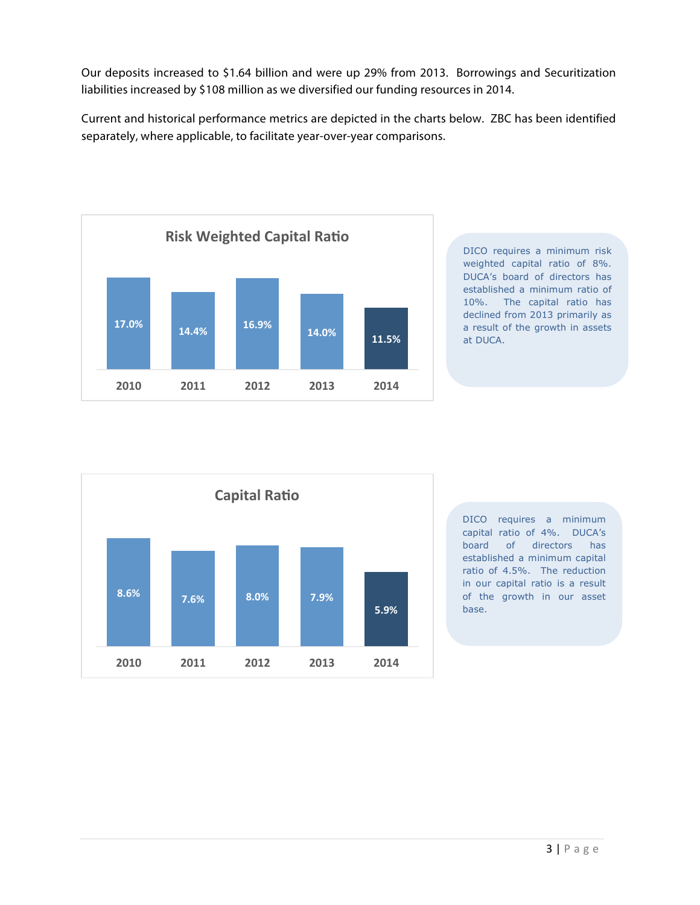Our deposits increased to $1.64 billion and were up 29% from 2013. Borrowings and Securitization liabilities increased by $108 million as we diversified our funding resources in 2014.

Current and historical performance metrics are depicted in the charts below. ZBC has been identified separately, where applicable, to facilitate year-over-year comparisons.

**Risk Weighted Capital Ratio**

| 2010 | 2011 | 2012 | 2013 | 2014 |
|---|---|---|---|---|
| 17.0% | 14.4% | 16.9% | 14.0% | 11.5% |

DICO requires a minimum risk weighted capital ratio of 8%. DUCA's board of directors has established a minimum ratio of 10%. The capital ratio has declined from 2013 primarily as a result of the growth in assets at DUCA.

**Capital Ratio**

| 2010 | 2011 | 2012 | 2013 | 2014 |
|---|---|---|---|---|
| 8.6% | 7.6% | 8.0% | 7.9% | 5.9% |

DICO requires a minimum capital ratio of 4%. DUCA's board of directors has established a minimum capital ratio of 4.5%. The reduction in our capital ratio is a result of the growth in our asset base.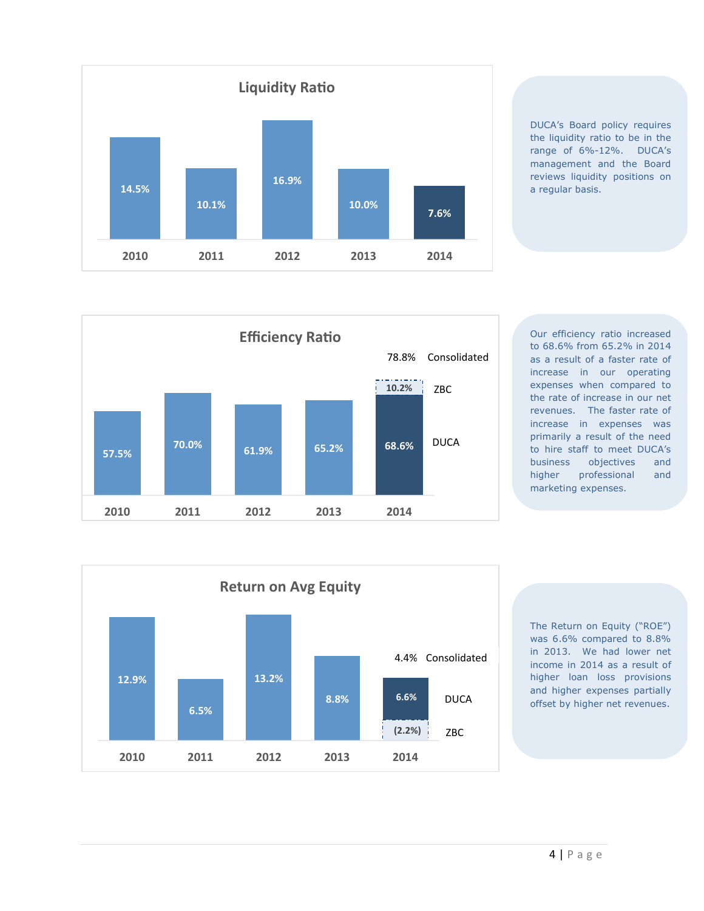## Liquidity Ratio

| 2010 | 2011 | 2012 | 2013 | 2014 |
|---|---|---|---|---|
| 14.5% | 10.1% | 16.9% | 10.0% | 7.6% |

DUCA's Board policy requires the liquidity ratio to be in the range of 6%-12%. DUCA's management and the Board reviews liquidity positions on a regular basis.

## Efficiency Ratio

| | 2010 | 2011 | 2012 | 2013 | 2014 |
|---|---|---|---|---|---|
| DUCA | 57.5% | 70.0% | 61.9% | 65.2% | 68.6% |
| ZBC | | | | | 10.2% |
| Consolidated | | | | | 78.8% |

Our efficiency ratio increased to 68.6% from 65.2% in 2014 as a result of a faster rate of increase in our operating expenses when compared to the rate of increase in our net revenues. The faster rate of increase in expenses was primarily a result of the need to hire staff to meet DUCA's business objectives and higher professional and marketing expenses.

## Return on Avg Equity

| | 2010 | 2011 | 2012 | 2013 | 2014 |
|---|---|---|---|---|---|
| DUCA | 12.9% | 6.5% | 13.2% | 8.8% | 6.6% |
| ZBC | | | | | (2.2%) |
| Consolidated | | | | | 4.4% |

The Return on Equity ("ROE") was 6.6% compared to 8.8% in 2013. We had lower net income in 2014 as a result of higher loan loss provisions and higher expenses partially offset by higher net revenues.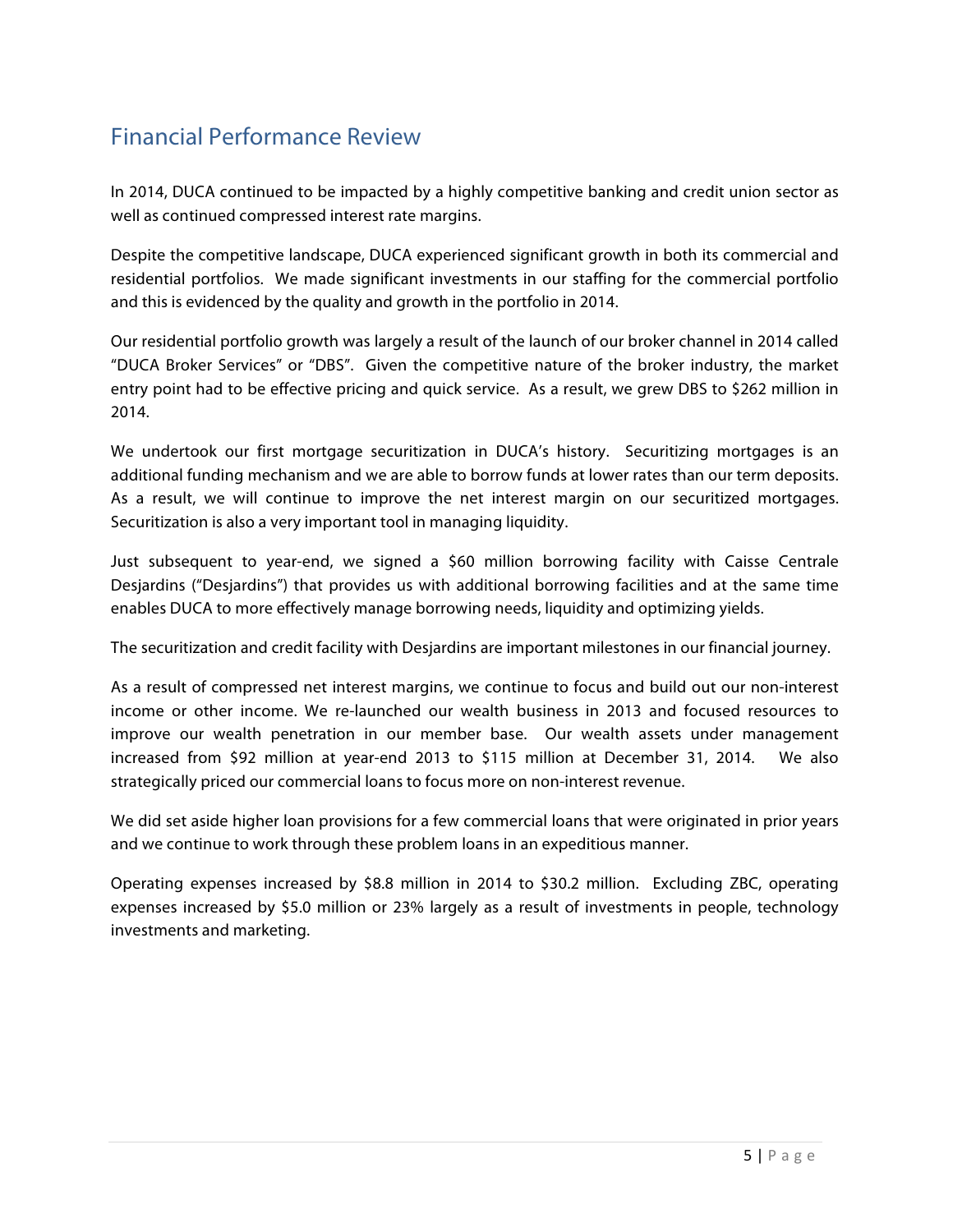## Financial Performance Review

In 2014, DUCA continued to be impacted by a highly competitive banking and credit union sector as well as continued compressed interest rate margins.

Despite the competitive landscape, DUCA experienced significant growth in both its commercial and residential portfolios. We made significant investments in our staffing for the commercial portfolio and this is evidenced by the quality and growth in the portfolio in 2014.

Our residential portfolio growth was largely a result of the launch of our broker channel in 2014 called "DUCA Broker Services" or "DBS". Given the competitive nature of the broker industry, the market entry point had to be effective pricing and quick service. As a result, we grew DBS to $262 million in 2014.

We undertook our first mortgage securitization in DUCA's history. Securitizing mortgages is an additional funding mechanism and we are able to borrow funds at lower rates than our term deposits. As a result, we will continue to improve the net interest margin on our securitized mortgages. Securitization is also a very important tool in managing liquidity.

Just subsequent to year-end, we signed a $60 million borrowing facility with Caisse Centrale Desjardins ("Desjardins") that provides us with additional borrowing facilities and at the same time enables DUCA to more effectively manage borrowing needs, liquidity and optimizing yields.

The securitization and credit facility with Desjardins are important milestones in our financial journey.

As a result of compressed net interest margins, we continue to focus and build out our non-interest income or other income. We re-launched our wealth business in 2013 and focused resources to improve our wealth penetration in our member base. Our wealth assets under management increased from $92 million at year-end 2013 to $115 million at December 31, 2014. We also strategically priced our commercial loans to focus more on non-interest revenue.

We did set aside higher loan provisions for a few commercial loans that were originated in prior years and we continue to work through these problem loans in an expeditious manner.

Operating expenses increased by $8.8 million in 2014 to $30.2 million. Excluding ZBC, operating expenses increased by $5.0 million or 23% largely as a result of investments in people, technology investments and marketing.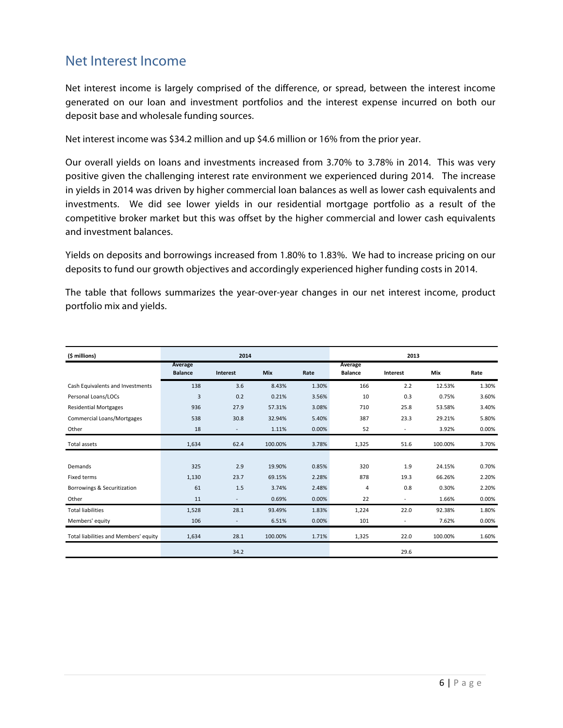## Net Interest Income

Net interest income is largely comprised of the difference, or spread, between the interest income generated on our loan and investment portfolios and the interest expense incurred on both our deposit base and wholesale funding sources.

Net interest income was $34.2 million and up $4.6 million or 16% from the prior year.

Our overall yields on loans and investments increased from 3.70% to 3.78% in 2014. This was very positive given the challenging interest rate environment we experienced during 2014. The increase in yields in 2014 was driven by higher commercial loan balances as well as lower cash equivalents and investments. We did see lower yields in our residential mortgage portfolio as a result of the competitive broker market but this was offset by the higher commercial and lower cash equivalents and investment balances.

Yields on deposits and borrowings increased from 1.80% to 1.83%. We had to increase pricing on our deposits to fund our growth objectives and accordingly experienced higher funding costs in 2014.

The table that follows summarizes the year-over-year changes in our net interest income, product portfolio mix and yields.

| ($ millions) | 2014 | | | | 2013 | | | |
|---|---|---|---|---|---|---|---|---|
| | Average Balance | Interest | Mix | Rate | Average Balance | Interest | Mix | Rate |
| Cash Equivalents and Investments | 138 | 3.6 | 8.43% | 1.30% | 166 | 2.2 | 12.53% | 1.30% |
| Personal Loans/LOCs | 3 | 0.2 | 0.21% | 3.56% | 10 | 0.3 | 0.75% | 3.60% |
| Residential Mortgages | 936 | 27.9 | 57.31% | 3.08% | 710 | 25.8 | 53.58% | 3.40% |
| Commercial Loans/Mortgages | 538 | 30.8 | 32.94% | 5.40% | 387 | 23.3 | 29.21% | 5.80% |
| Other | 18 | - | 1.11% | 0.00% | 52 | - | 3.92% | 0.00% |
| Total assets | 1,634 | 62.4 | 100.00% | 3.78% | 1,325 | 51.6 | 100.00% | 3.70% |
| | | | | | | | | |
| Demands | 325 | 2.9 | 19.90% | 0.85% | 320 | 1.9 | 24.15% | 0.70% |
| Fixed terms | 1,130 | 23.7 | 69.15% | 2.28% | 878 | 19.3 | 66.26% | 2.20% |
| Borrowings & Securitization | 61 | 1.5 | 3.74% | 2.48% | 4 | 0.8 | 0.30% | 2.20% |
| Other | 11 | - | 0.69% | 0.00% | 22 | - | 1.66% | 0.00% |
| Total liabilities | 1,528 | 28.1 | 93.49% | 1.83% | 1,224 | 22.0 | 92.38% | 1.80% |
| Members' equity | 106 | - | 6.51% | 0.00% | 101 | - | 7.62% | 0.00% |
| Total liabilities and Members' equity | 1,634 | 28.1 | 100.00% | 1.71% | 1,325 | 22.0 | 100.00% | 1.60% |
| | | 34.2 | | | | 29.6 | | |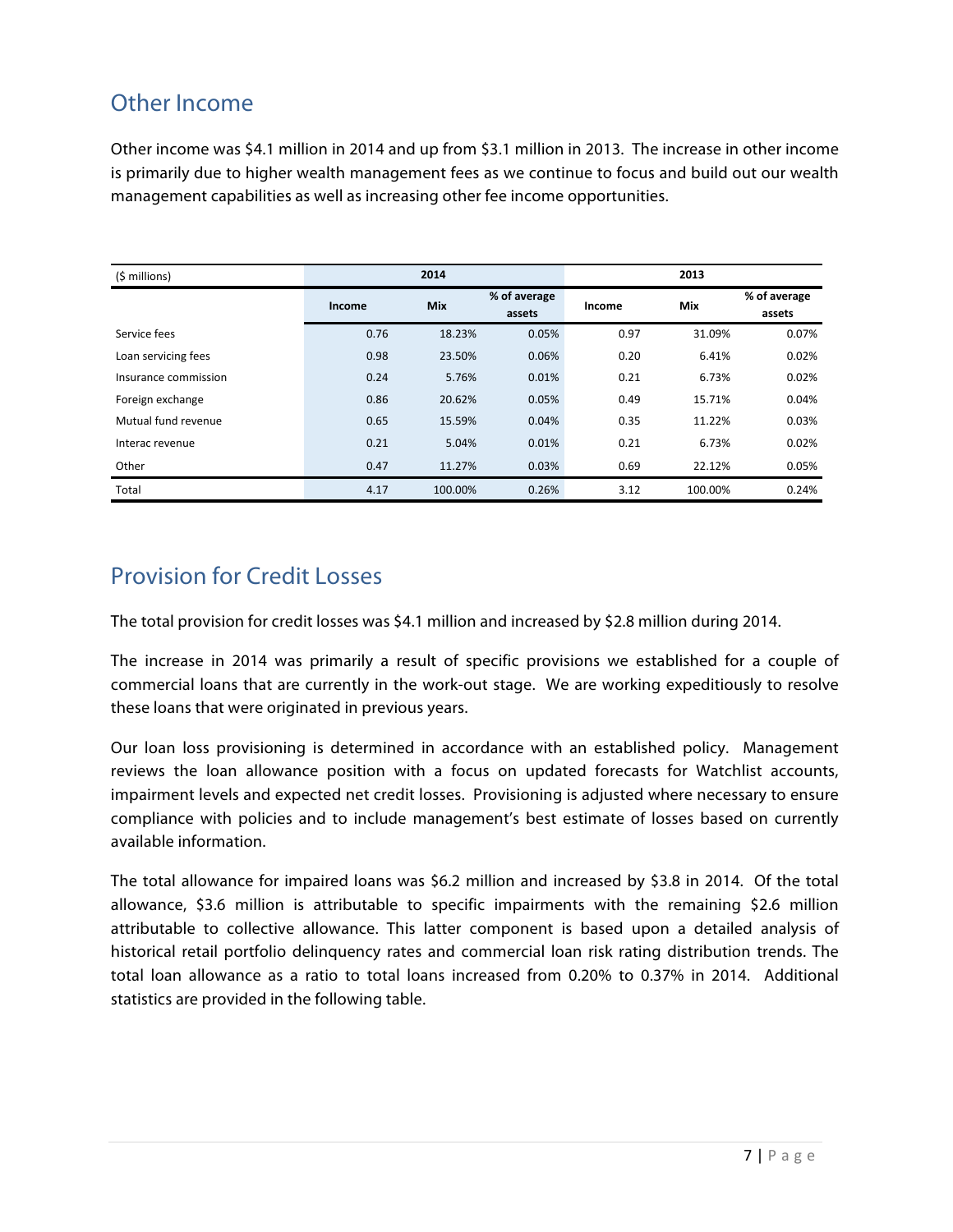## Other Income

Other income was $4.1 million in 2014 and up from $3.1 million in 2013. The increase in other income is primarily due to higher wealth management fees as we continue to focus and build out our wealth management capabilities as well as increasing other fee income opportunities.

| ($ millions) | 2014 | | | 2013 | | |
|---|---|---|---|---|---|---|
| | Income | Mix | % of average assets | Income | Mix | % of average assets |
| Service fees | 0.76 | 18.23% | 0.05% | 0.97 | 31.09% | 0.07% |
| Loan servicing fees | 0.98 | 23.50% | 0.06% | 0.20 | 6.41% | 0.02% |
| Insurance commission | 0.24 | 5.76% | 0.01% | 0.21 | 6.73% | 0.02% |
| Foreign exchange | 0.86 | 20.62% | 0.05% | 0.49 | 15.71% | 0.04% |
| Mutual fund revenue | 0.65 | 15.59% | 0.04% | 0.35 | 11.22% | 0.03% |
| Interac revenue | 0.21 | 5.04% | 0.01% | 0.21 | 6.73% | 0.02% |
| Other | 0.47 | 11.27% | 0.03% | 0.69 | 22.12% | 0.05% |
| Total | 4.17 | 100.00% | 0.26% | 3.12 | 100.00% | 0.24% |

## Provision for Credit Losses

The total provision for credit losses was $4.1 million and increased by $2.8 million during 2014.

The increase in 2014 was primarily a result of specific provisions we established for a couple of commercial loans that are currently in the work-out stage. We are working expeditiously to resolve these loans that were originated in previous years.

Our loan loss provisioning is determined in accordance with an established policy. Management reviews the loan allowance position with a focus on updated forecasts for Watchlist accounts, impairment levels and expected net credit losses. Provisioning is adjusted where necessary to ensure compliance with policies and to include management's best estimate of losses based on currently available information.

The total allowance for impaired loans was $6.2 million and increased by $3.8 in 2014. Of the total allowance, $3.6 million is attributable to specific impairments with the remaining $2.6 million attributable to collective allowance. This latter component is based upon a detailed analysis of historical retail portfolio delinquency rates and commercial loan risk rating distribution trends. The total loan allowance as a ratio to total loans increased from 0.20% to 0.37% in 2014. Additional statistics are provided in the following table.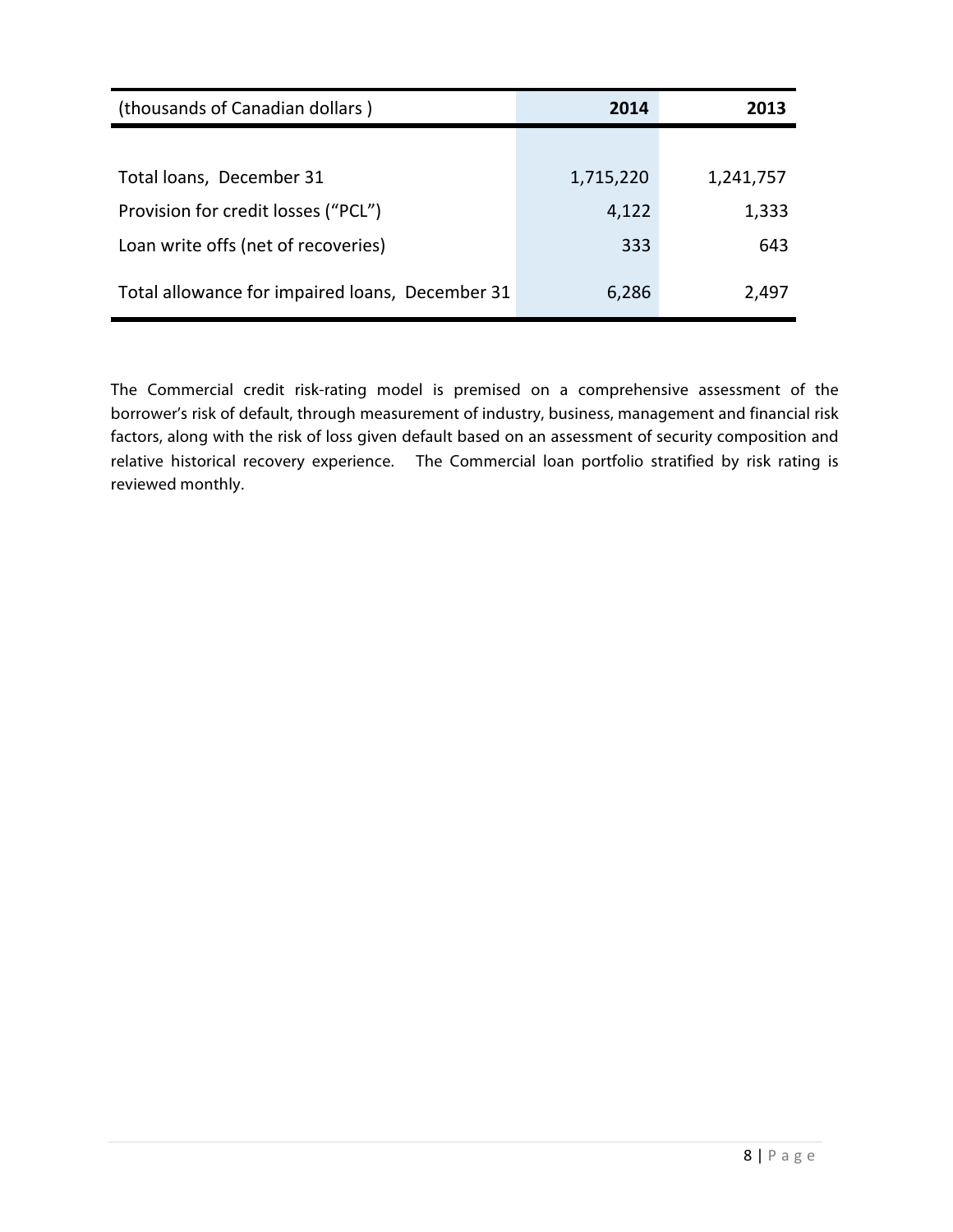| (thousands of Canadian dollars ) | 2014 | 2013 |
|---|---|---|
| Total loans, December 31 | 1,715,220 | 1,241,757 |
| Provision for credit losses ("PCL") | 4,122 | 1,333 |
| Loan write offs (net of recoveries) | 333 | 643 |
| Total allowance for impaired loans, December 31 | 6,286 | 2,497 |

The Commercial credit risk-rating model is premised on a comprehensive assessment of the borrower's risk of default, through measurement of industry, business, management and financial risk factors, along with the risk of loss given default based on an assessment of security composition and relative historical recovery experience. The Commercial loan portfolio stratified by risk rating is reviewed monthly.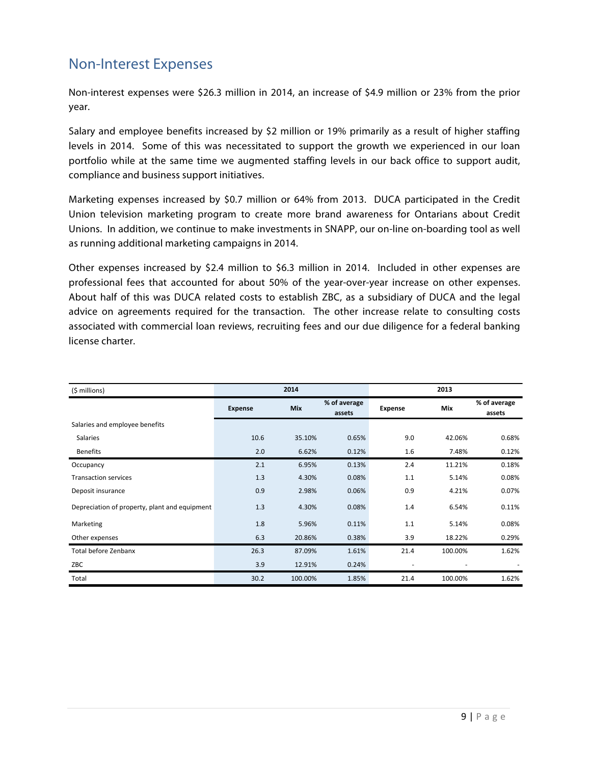## Non-Interest Expenses

Non-interest expenses were $26.3 million in 2014, an increase of $4.9 million or 23% from the prior year.

Salary and employee benefits increased by $2 million or 19% primarily as a result of higher staffing levels in 2014. Some of this was necessitated to support the growth we experienced in our loan portfolio while at the same time we augmented staffing levels in our back office to support audit, compliance and business support initiatives.

Marketing expenses increased by $0.7 million or 64% from 2013. DUCA participated in the Credit Union television marketing program to create more brand awareness for Ontarians about Credit Unions. In addition, we continue to make investments in SNAPP, our on-line on-boarding tool as well as running additional marketing campaigns in 2014.

Other expenses increased by $2.4 million to $6.3 million in 2014. Included in other expenses are professional fees that accounted for about 50% of the year-over-year increase on other expenses. About half of this was DUCA related costs to establish ZBC, as a subsidiary of DUCA and the legal advice on agreements required for the transaction. The other increase relate to consulting costs associated with commercial loan reviews, recruiting fees and our due diligence for a federal banking license charter.

| ($ millions) | 2014 | | | 2013 | | |
|---|---|---|---|---|---|---|
| | Expense | Mix | % of average assets | Expense | Mix | % of average assets |
| Salaries and employee benefits | | | | | | |
| Salaries | 10.6 | 35.10% | 0.65% | 9.0 | 42.06% | 0.68% |
| Benefits | 2.0 | 6.62% | 0.12% | 1.6 | 7.48% | 0.12% |
| Occupancy | 2.1 | 6.95% | 0.13% | 2.4 | 11.21% | 0.18% |
| Transaction services | 1.3 | 4.30% | 0.08% | 1.1 | 5.14% | 0.08% |
| Deposit insurance | 0.9 | 2.98% | 0.06% | 0.9 | 4.21% | 0.07% |
| Depreciation of property, plant and equipment | 1.3 | 4.30% | 0.08% | 1.4 | 6.54% | 0.11% |
| Marketing | 1.8 | 5.96% | 0.11% | 1.1 | 5.14% | 0.08% |
| Other expenses | 6.3 | 20.86% | 0.38% | 3.9 | 18.22% | 0.29% |
| Total before Zenbanx | 26.3 | 87.09% | 1.61% | 21.4 | 100.00% | 1.62% |
| ZBC | 3.9 | 12.91% | 0.24% | - | - | - |
| Total | 30.2 | 100.00% | 1.85% | 21.4 | 100.00% | 1.62% |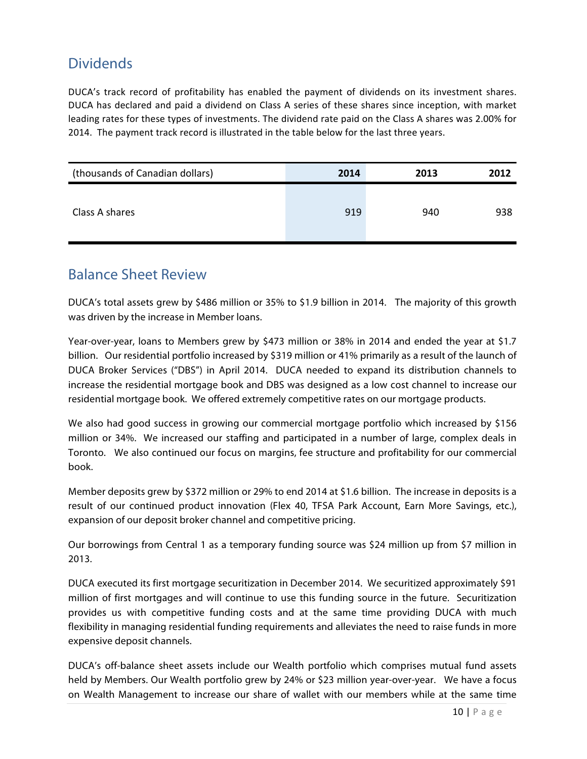## Dividends

DUCA's track record of profitability has enabled the payment of dividends on its investment shares. DUCA has declared and paid a dividend on Class A series of these shares since inception, with market leading rates for these types of investments. The dividend rate paid on the Class A shares was 2.00% for 2014. The payment track record is illustrated in the table below for the last three years.

| (thousands of Canadian dollars) | 2014 | 2013 | 2012 |
|---|---|---|---|
| Class A shares | 919 | 940 | 938 |

## Balance Sheet Review

DUCA's total assets grew by $486 million or 35% to $1.9 billion in 2014. The majority of this growth was driven by the increase in Member loans.

Year-over-year, loans to Members grew by $473 million or 38% in 2014 and ended the year at $1.7 billion. Our residential portfolio increased by $319 million or 41% primarily as a result of the launch of DUCA Broker Services ("DBS") in April 2014. DUCA needed to expand its distribution channels to increase the residential mortgage book and DBS was designed as a low cost channel to increase our residential mortgage book. We offered extremely competitive rates on our mortgage products.

We also had good success in growing our commercial mortgage portfolio which increased by $156 million or 34%. We increased our staffing and participated in a number of large, complex deals in Toronto. We also continued our focus on margins, fee structure and profitability for our commercial book.

Member deposits grew by $372 million or 29% to end 2014 at $1.6 billion. The increase in deposits is a result of our continued product innovation (Flex 40, TFSA Park Account, Earn More Savings, etc.), expansion of our deposit broker channel and competitive pricing.

Our borrowings from Central 1 as a temporary funding source was $24 million up from $7 million in 2013.

DUCA executed its first mortgage securitization in December 2014. We securitized approximately $91 million of first mortgages and will continue to use this funding source in the future. Securitization provides us with competitive funding costs and at the same time providing DUCA with much flexibility in managing residential funding requirements and alleviates the need to raise funds in more expensive deposit channels.

DUCA's off-balance sheet assets include our Wealth portfolio which comprises mutual fund assets held by Members. Our Wealth portfolio grew by 24% or $23 million year-over-year. We have a focus on Wealth Management to increase our share of wallet with our members while at the same time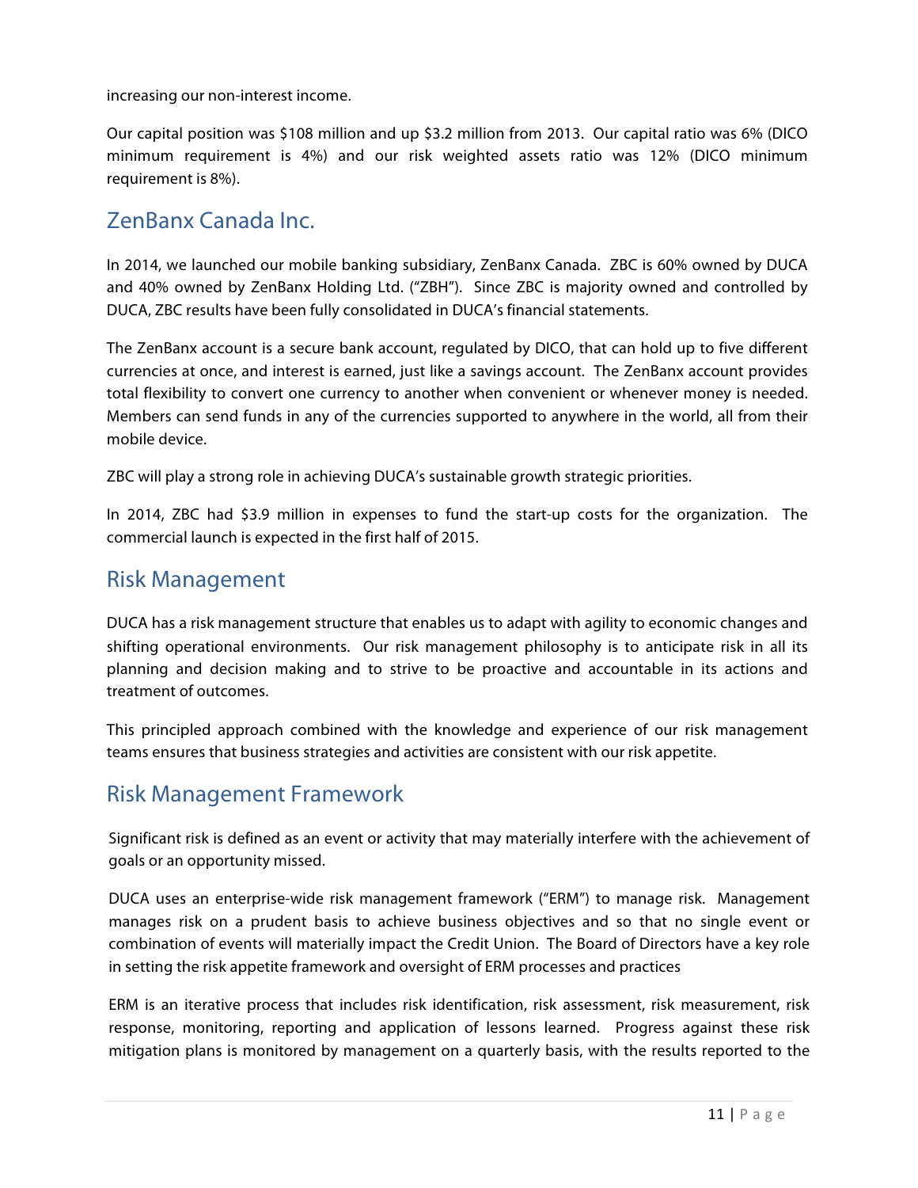increasing our non-interest income.

Our capital position was $108 million and up $3.2 million from 2013. Our capital ratio was 6% (DICO minimum requirement is 4%) and our risk weighted assets ratio was 12% (DICO minimum requirement is 8%).

## ZenBanx Canada Inc.

In 2014, we launched our mobile banking subsidiary, ZenBanx Canada. ZBC is 60% owned by DUCA and 40% owned by ZenBanx Holding Ltd. ("ZBH"). Since ZBC is majority owned and controlled by DUCA, ZBC results have been fully consolidated in DUCA's financial statements.

The ZenBanx account is a secure bank account, regulated by DICO, that can hold up to five different currencies at once, and interest is earned, just like a savings account. The ZenBanx account provides total flexibility to convert one currency to another when convenient or whenever money is needed. Members can send funds in any of the currencies supported to anywhere in the world, all from their mobile device.

ZBC will play a strong role in achieving DUCA's sustainable growth strategic priorities.

In 2014, ZBC had $3.9 million in expenses to fund the start-up costs for the organization. The commercial launch is expected in the first half of 2015.

## Risk Management

DUCA has a risk management structure that enables us to adapt with agility to economic changes and shifting operational environments. Our risk management philosophy is to anticipate risk in all its planning and decision making and to strive to be proactive and accountable in its actions and treatment of outcomes.

This principled approach combined with the knowledge and experience of our risk management teams ensures that business strategies and activities are consistent with our risk appetite.

## Risk Management Framework

Significant risk is defined as an event or activity that may materially interfere with the achievement of goals or an opportunity missed.

DUCA uses an enterprise-wide risk management framework ("ERM") to manage risk. Management manages risk on a prudent basis to achieve business objectives and so that no single event or combination of events will materially impact the Credit Union. The Board of Directors have a key role in setting the risk appetite framework and oversight of ERM processes and practices

ERM is an iterative process that includes risk identification, risk assessment, risk measurement, risk response, monitoring, reporting and application of lessons learned. Progress against these risk mitigation plans is monitored by management on a quarterly basis, with the results reported to the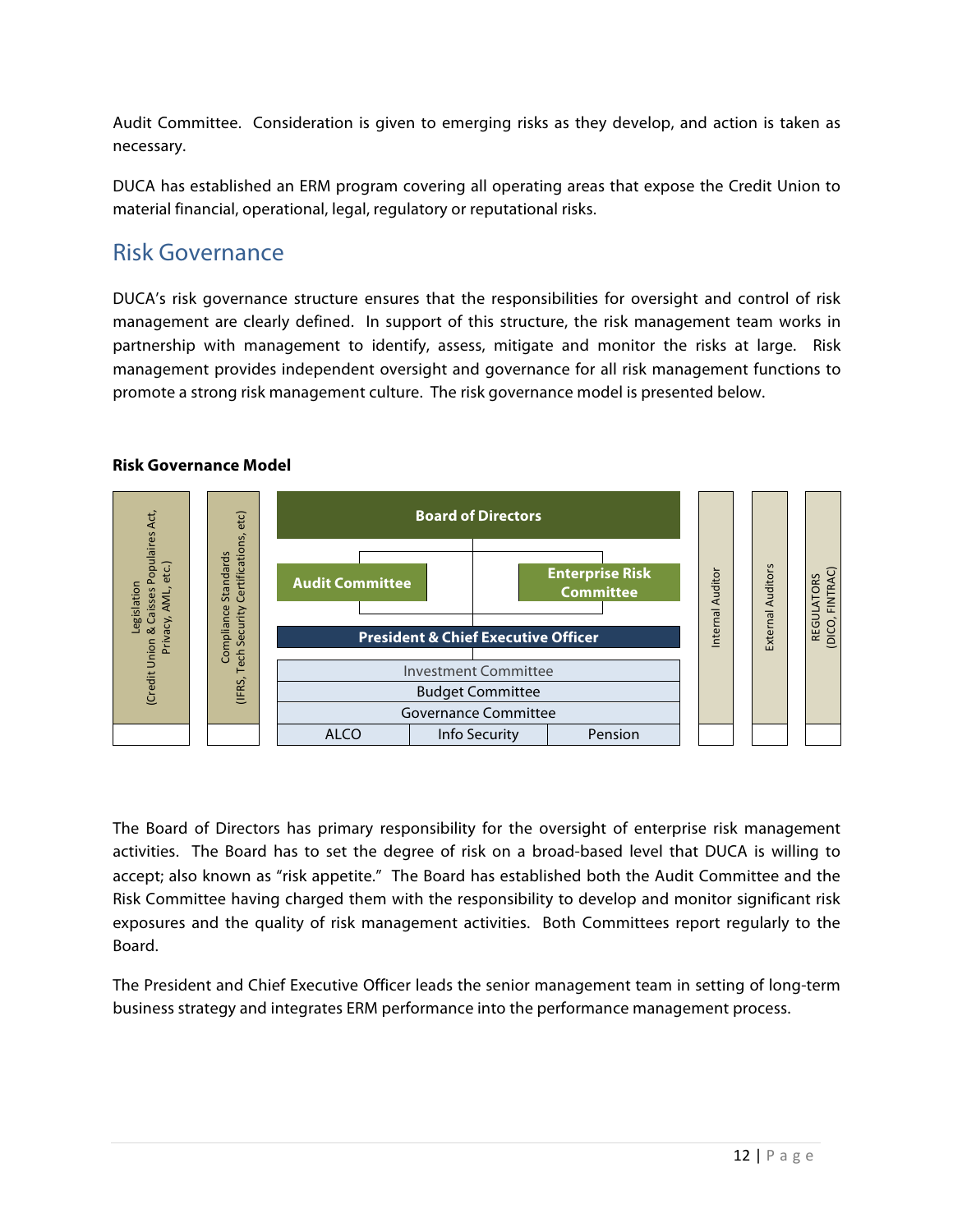Audit Committee. Consideration is given to emerging risks as they develop, and action is taken as necessary.

DUCA has established an ERM program covering all operating areas that expose the Credit Union to material financial, operational, legal, regulatory or reputational risks.

## Risk Governance

DUCA's risk governance structure ensures that the responsibilities for oversight and control of risk management are clearly defined. In support of this structure, the risk management team works in partnership with management to identify, assess, mitigate and monitor the risks at large. Risk management provides independent oversight and governance for all risk management functions to promote a strong risk management culture. The risk governance model is presented below.

**Risk Governance Model**

Legislation (Credit Union & Caisses Populaires Act, Privacy, AML, etc.)

Compliance Standards (IFRS, Tech Security Certifications, etc)

Board of Directors

Audit Committee

Enterprise Risk Committee

President & Chief Executive Officer

Investment Committee

Budget Committee

Governance Committee

ALCO | Info Security | Pension

Internal Auditor

External Auditors

REGULATORS (DICO, FINTRAC)

The Board of Directors has primary responsibility for the oversight of enterprise risk management activities. The Board has to set the degree of risk on a broad-based level that DUCA is willing to accept; also known as "risk appetite." The Board has established both the Audit Committee and the Risk Committee having charged them with the responsibility to develop and monitor significant risk exposures and the quality of risk management activities. Both Committees report regularly to the Board.

The President and Chief Executive Officer leads the senior management team in setting of long-term business strategy and integrates ERM performance into the performance management process.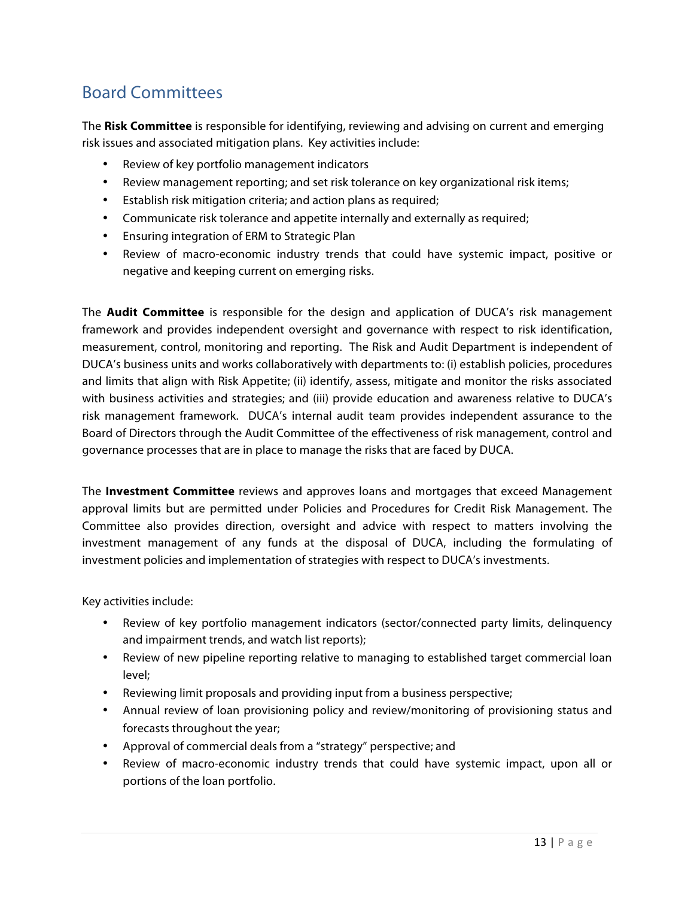## Board Committees

The **Risk Committee** is responsible for identifying, reviewing and advising on current and emerging risk issues and associated mitigation plans. Key activities include:

- Review of key portfolio management indicators
- Review management reporting; and set risk tolerance on key organizational risk items;
- Establish risk mitigation criteria; and action plans as required;
- Communicate risk tolerance and appetite internally and externally as required;
- Ensuring integration of ERM to Strategic Plan
- Review of macro-economic industry trends that could have systemic impact, positive or negative and keeping current on emerging risks.

The **Audit Committee** is responsible for the design and application of DUCA's risk management framework and provides independent oversight and governance with respect to risk identification, measurement, control, monitoring and reporting. The Risk and Audit Department is independent of DUCA's business units and works collaboratively with departments to: (i) establish policies, procedures and limits that align with Risk Appetite; (ii) identify, assess, mitigate and monitor the risks associated with business activities and strategies; and (iii) provide education and awareness relative to DUCA's risk management framework. DUCA's internal audit team provides independent assurance to the Board of Directors through the Audit Committee of the effectiveness of risk management, control and governance processes that are in place to manage the risks that are faced by DUCA.

The **Investment Committee** reviews and approves loans and mortgages that exceed Management approval limits but are permitted under Policies and Procedures for Credit Risk Management. The Committee also provides direction, oversight and advice with respect to matters involving the investment management of any funds at the disposal of DUCA, including the formulating of investment policies and implementation of strategies with respect to DUCA's investments.

Key activities include:

- Review of key portfolio management indicators (sector/connected party limits, delinquency and impairment trends, and watch list reports);
- Review of new pipeline reporting relative to managing to established target commercial loan level;
- Reviewing limit proposals and providing input from a business perspective;
- Annual review of loan provisioning policy and review/monitoring of provisioning status and forecasts throughout the year;
- Approval of commercial deals from a "strategy" perspective; and
- Review of macro-economic industry trends that could have systemic impact, upon all or portions of the loan portfolio.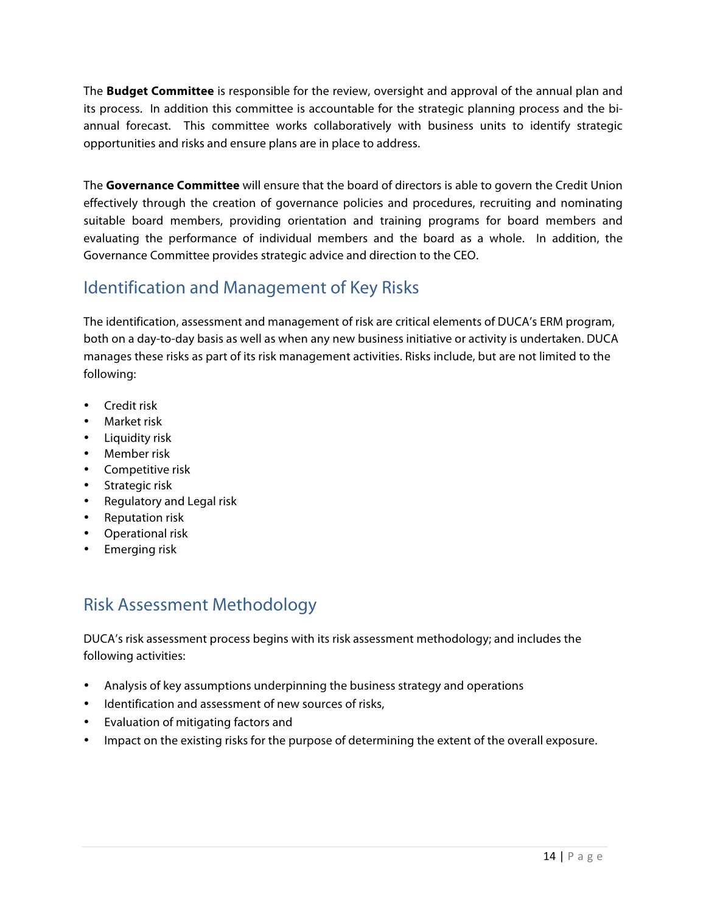The **Budget Committee** is responsible for the review, oversight and approval of the annual plan and its process. In addition this committee is accountable for the strategic planning process and the bi-annual forecast. This committee works collaboratively with business units to identify strategic opportunities and risks and ensure plans are in place to address.

The **Governance Committee** will ensure that the board of directors is able to govern the Credit Union effectively through the creation of governance policies and procedures, recruiting and nominating suitable board members, providing orientation and training programs for board members and evaluating the performance of individual members and the board as a whole. In addition, the Governance Committee provides strategic advice and direction to the CEO.

## Identification and Management of Key Risks

The identification, assessment and management of risk are critical elements of DUCA's ERM program, both on a day-to-day basis as well as when any new business initiative or activity is undertaken. DUCA manages these risks as part of its risk management activities. Risks include, but are not limited to the following:

- Credit risk
- Market risk
- Liquidity risk
- Member risk
- Competitive risk
- Strategic risk
- Regulatory and Legal risk
- Reputation risk
- Operational risk
- Emerging risk

## Risk Assessment Methodology

DUCA's risk assessment process begins with its risk assessment methodology; and includes the following activities:

- Analysis of key assumptions underpinning the business strategy and operations
- Identification and assessment of new sources of risks,
- Evaluation of mitigating factors and
- Impact on the existing risks for the purpose of determining the extent of the overall exposure.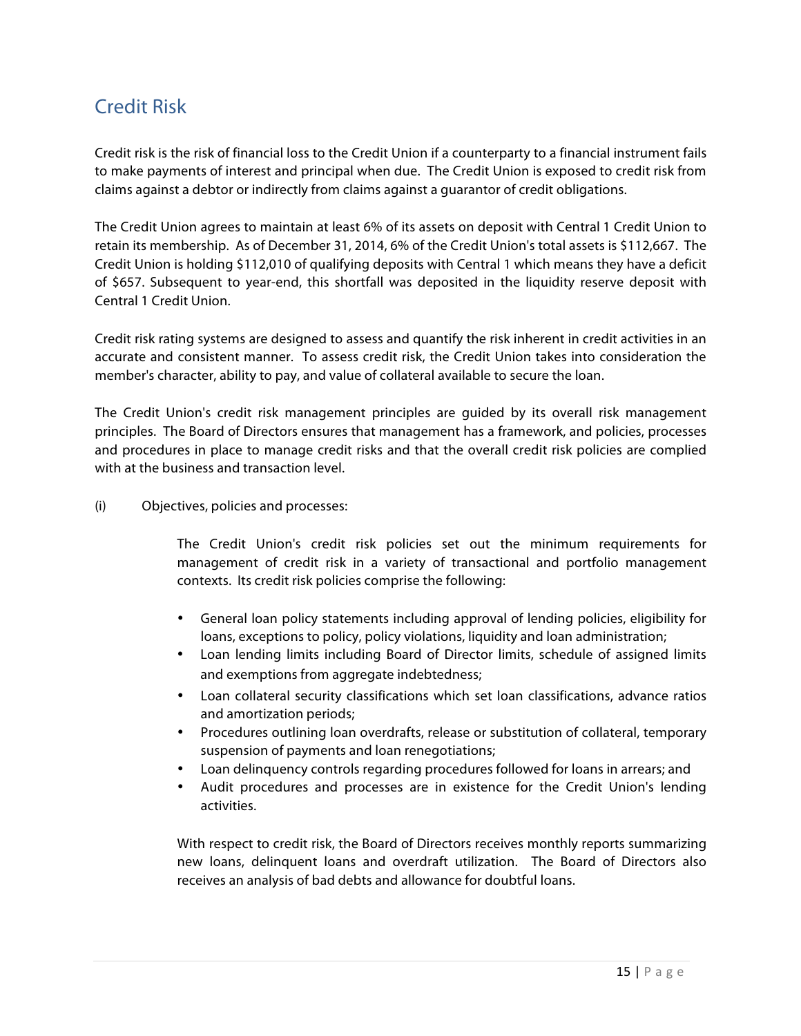## Credit Risk

Credit risk is the risk of financial loss to the Credit Union if a counterparty to a financial instrument fails to make payments of interest and principal when due. The Credit Union is exposed to credit risk from claims against a debtor or indirectly from claims against a guarantor of credit obligations.

The Credit Union agrees to maintain at least 6% of its assets on deposit with Central 1 Credit Union to retain its membership. As of December 31, 2014, 6% of the Credit Union's total assets is $112,667. The Credit Union is holding $112,010 of qualifying deposits with Central 1 which means they have a deficit of $657. Subsequent to year-end, this shortfall was deposited in the liquidity reserve deposit with Central 1 Credit Union.

Credit risk rating systems are designed to assess and quantify the risk inherent in credit activities in an accurate and consistent manner. To assess credit risk, the Credit Union takes into consideration the member's character, ability to pay, and value of collateral available to secure the loan.

The Credit Union's credit risk management principles are guided by its overall risk management principles. The Board of Directors ensures that management has a framework, and policies, processes and procedures in place to manage credit risks and that the overall credit risk policies are complied with at the business and transaction level.

(i) Objectives, policies and processes:

The Credit Union's credit risk policies set out the minimum requirements for management of credit risk in a variety of transactional and portfolio management contexts. Its credit risk policies comprise the following:

- General loan policy statements including approval of lending policies, eligibility for loans, exceptions to policy, policy violations, liquidity and loan administration;
- Loan lending limits including Board of Director limits, schedule of assigned limits and exemptions from aggregate indebtedness;
- Loan collateral security classifications which set loan classifications, advance ratios and amortization periods;
- Procedures outlining loan overdrafts, release or substitution of collateral, temporary suspension of payments and loan renegotiations;
- Loan delinquency controls regarding procedures followed for loans in arrears; and
- Audit procedures and processes are in existence for the Credit Union's lending activities.

With respect to credit risk, the Board of Directors receives monthly reports summarizing new loans, delinquent loans and overdraft utilization. The Board of Directors also receives an analysis of bad debts and allowance for doubtful loans.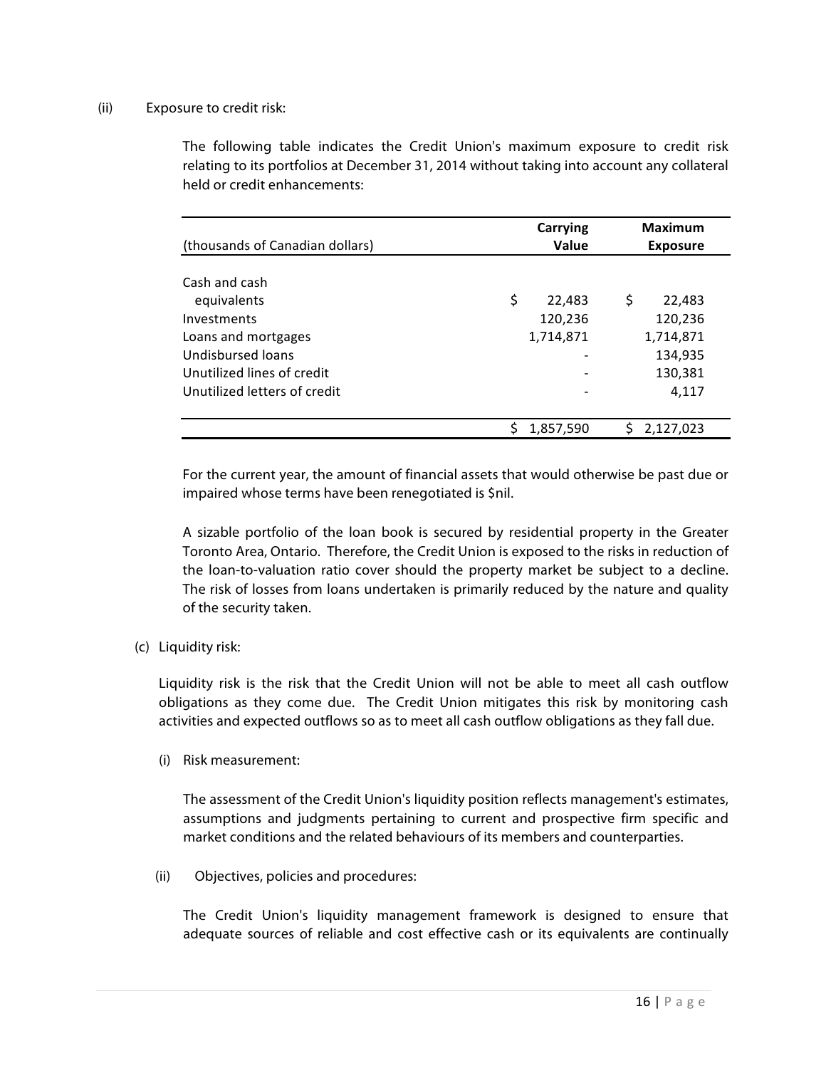(ii) Exposure to credit risk:

The following table indicates the Credit Union's maximum exposure to credit risk relating to its portfolios at December 31, 2014 without taking into account any collateral held or credit enhancements:

| (thousands of Canadian dollars) | Carrying Value | Maximum Exposure |
|---|---|---|
| Cash and cash equivalents | $ 22,483 | $ 22,483 |
| Investments | 120,236 | 120,236 |
| Loans and mortgages | 1,714,871 | 1,714,871 |
| Undisbursed loans | - | 134,935 |
| Unutilized lines of credit | - | 130,381 |
| Unutilized letters of credit | - | 4,117 |
| | $ 1,857,590 | $ 2,127,023 |

For the current year, the amount of financial assets that would otherwise be past due or impaired whose terms have been renegotiated is $nil.

A sizable portfolio of the loan book is secured by residential property in the Greater Toronto Area, Ontario. Therefore, the Credit Union is exposed to the risks in reduction of the loan-to-valuation ratio cover should the property market be subject to a decline. The risk of losses from loans undertaken is primarily reduced by the nature and quality of the security taken.

(c) Liquidity risk:

Liquidity risk is the risk that the Credit Union will not be able to meet all cash outflow obligations as they come due. The Credit Union mitigates this risk by monitoring cash activities and expected outflows so as to meet all cash outflow obligations as they fall due.

(i) Risk measurement:

The assessment of the Credit Union's liquidity position reflects management's estimates, assumptions and judgments pertaining to current and prospective firm specific and market conditions and the related behaviours of its members and counterparties.

(ii) Objectives, policies and procedures:

The Credit Union's liquidity management framework is designed to ensure that adequate sources of reliable and cost effective cash or its equivalents are continually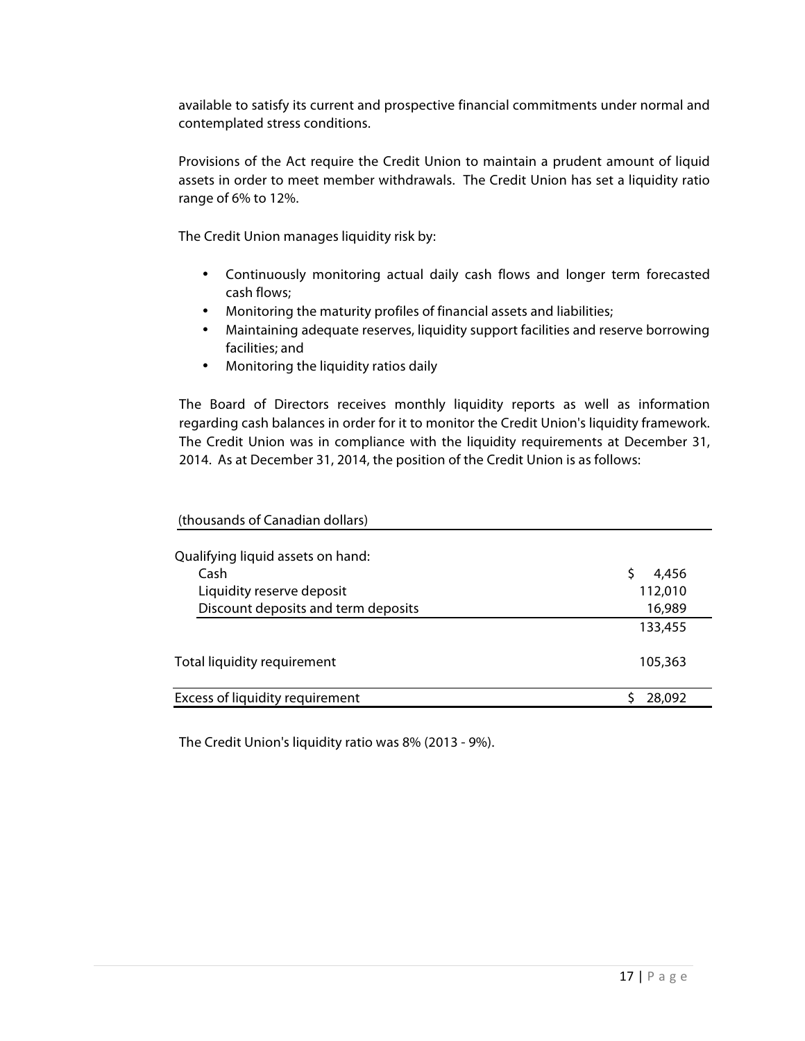available to satisfy its current and prospective financial commitments under normal and contemplated stress conditions.

Provisions of the Act require the Credit Union to maintain a prudent amount of liquid assets in order to meet member withdrawals. The Credit Union has set a liquidity ratio range of 6% to 12%.

The Credit Union manages liquidity risk by:

- Continuously monitoring actual daily cash flows and longer term forecasted cash flows;
- Monitoring the maturity profiles of financial assets and liabilities;
- Maintaining adequate reserves, liquidity support facilities and reserve borrowing facilities; and
- Monitoring the liquidity ratios daily

The Board of Directors receives monthly liquidity reports as well as information regarding cash balances in order for it to monitor the Credit Union's liquidity framework. The Credit Union was in compliance with the liquidity requirements at December 31, 2014. As at December 31, 2014, the position of the Credit Union is as follows:

| (thousands of Canadian dollars) | |
|---|---|
| Qualifying liquid assets on hand: | |
| Cash | $ 4,456 |
| Liquidity reserve deposit | 112,010 |
| Discount deposits and term deposits | 16,989 |
| | 133,455 |
| Total liquidity requirement | 105,363 |
| Excess of liquidity requirement | $ 28,092 |

The Credit Union's liquidity ratio was 8% (2013 - 9%).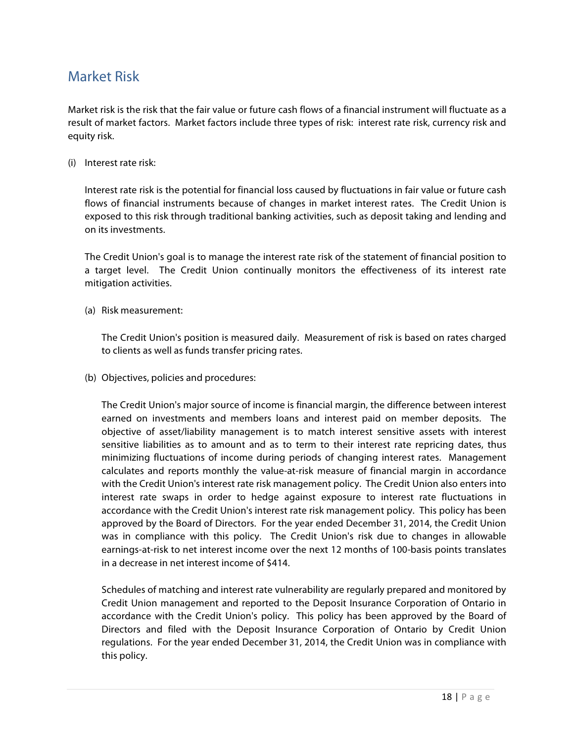## Market Risk

Market risk is the risk that the fair value or future cash flows of a financial instrument will fluctuate as a result of market factors. Market factors include three types of risk: interest rate risk, currency risk and equity risk.

(i) Interest rate risk:

Interest rate risk is the potential for financial loss caused by fluctuations in fair value or future cash flows of financial instruments because of changes in market interest rates. The Credit Union is exposed to this risk through traditional banking activities, such as deposit taking and lending and on its investments.

The Credit Union's goal is to manage the interest rate risk of the statement of financial position to a target level. The Credit Union continually monitors the effectiveness of its interest rate mitigation activities.

(a) Risk measurement:

The Credit Union's position is measured daily. Measurement of risk is based on rates charged to clients as well as funds transfer pricing rates.

(b) Objectives, policies and procedures:

The Credit Union's major source of income is financial margin, the difference between interest earned on investments and members loans and interest paid on member deposits. The objective of asset/liability management is to match interest sensitive assets with interest sensitive liabilities as to amount and as to term to their interest rate repricing dates, thus minimizing fluctuations of income during periods of changing interest rates. Management calculates and reports monthly the value-at-risk measure of financial margin in accordance with the Credit Union's interest rate risk management policy. The Credit Union also enters into interest rate swaps in order to hedge against exposure to interest rate fluctuations in accordance with the Credit Union's interest rate risk management policy. This policy has been approved by the Board of Directors. For the year ended December 31, 2014, the Credit Union was in compliance with this policy. The Credit Union's risk due to changes in allowable earnings-at-risk to net interest income over the next 12 months of 100-basis points translates in a decrease in net interest income of $414.

Schedules of matching and interest rate vulnerability are regularly prepared and monitored by Credit Union management and reported to the Deposit Insurance Corporation of Ontario in accordance with the Credit Union's policy. This policy has been approved by the Board of Directors and filed with the Deposit Insurance Corporation of Ontario by Credit Union regulations. For the year ended December 31, 2014, the Credit Union was in compliance with this policy.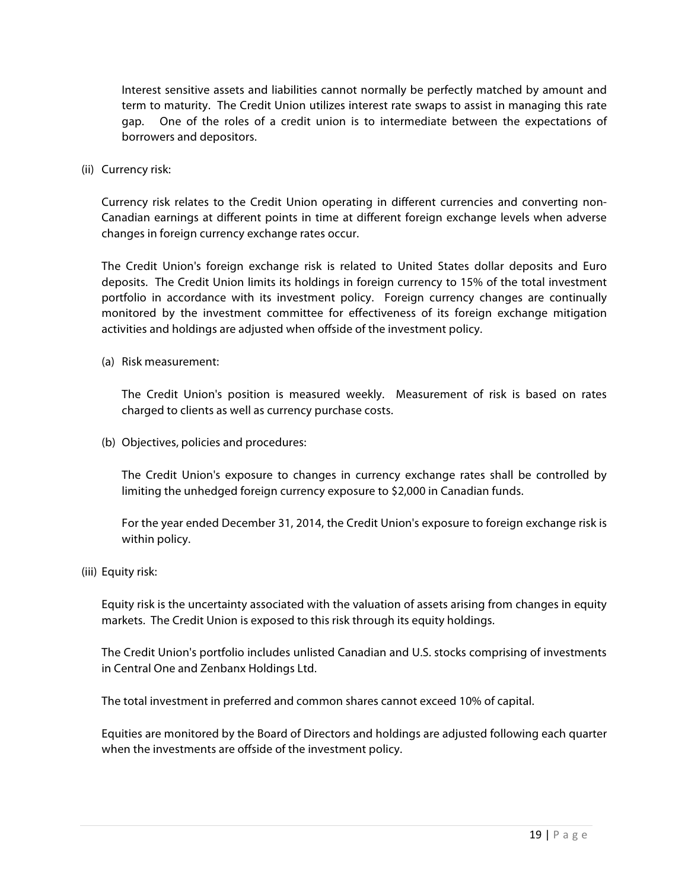Interest sensitive assets and liabilities cannot normally be perfectly matched by amount and term to maturity. The Credit Union utilizes interest rate swaps to assist in managing this rate gap. One of the roles of a credit union is to intermediate between the expectations of borrowers and depositors.

(ii) Currency risk:

Currency risk relates to the Credit Union operating in different currencies and converting non-Canadian earnings at different points in time at different foreign exchange levels when adverse changes in foreign currency exchange rates occur.

The Credit Union's foreign exchange risk is related to United States dollar deposits and Euro deposits. The Credit Union limits its holdings in foreign currency to 15% of the total investment portfolio in accordance with its investment policy. Foreign currency changes are continually monitored by the investment committee for effectiveness of its foreign exchange mitigation activities and holdings are adjusted when offside of the investment policy.

(a) Risk measurement:

The Credit Union's position is measured weekly. Measurement of risk is based on rates charged to clients as well as currency purchase costs.

(b) Objectives, policies and procedures:

The Credit Union's exposure to changes in currency exchange rates shall be controlled by limiting the unhedged foreign currency exposure to $2,000 in Canadian funds.

For the year ended December 31, 2014, the Credit Union's exposure to foreign exchange risk is within policy.

(iii) Equity risk:

Equity risk is the uncertainty associated with the valuation of assets arising from changes in equity markets. The Credit Union is exposed to this risk through its equity holdings.

The Credit Union's portfolio includes unlisted Canadian and U.S. stocks comprising of investments in Central One and Zenbanx Holdings Ltd.

The total investment in preferred and common shares cannot exceed 10% of capital.

Equities are monitored by the Board of Directors and holdings are adjusted following each quarter when the investments are offside of the investment policy.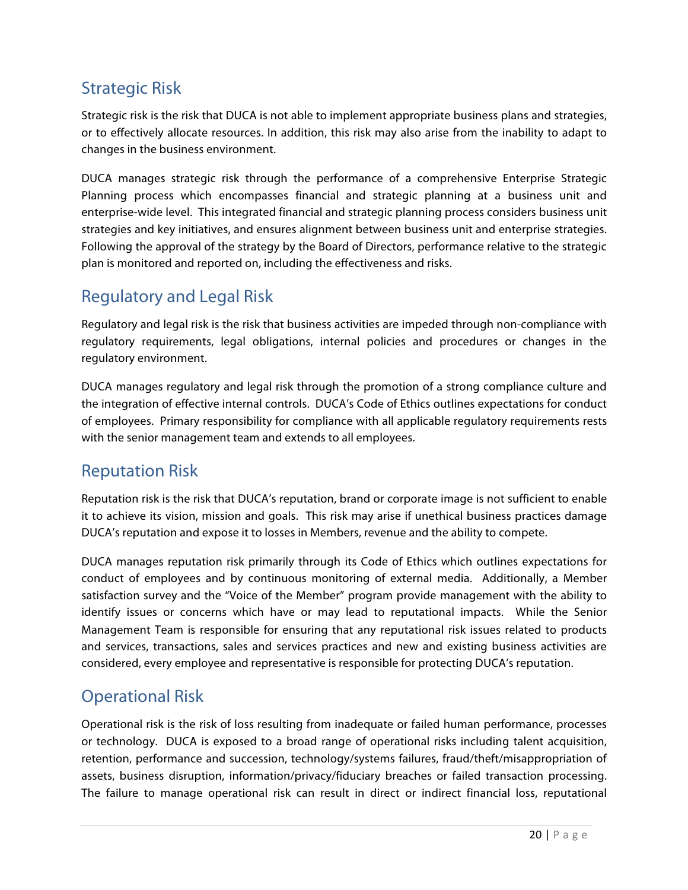## Strategic Risk

Strategic risk is the risk that DUCA is not able to implement appropriate business plans and strategies, or to effectively allocate resources. In addition, this risk may also arise from the inability to adapt to changes in the business environment.

DUCA manages strategic risk through the performance of a comprehensive Enterprise Strategic Planning process which encompasses financial and strategic planning at a business unit and enterprise-wide level. This integrated financial and strategic planning process considers business unit strategies and key initiatives, and ensures alignment between business unit and enterprise strategies. Following the approval of the strategy by the Board of Directors, performance relative to the strategic plan is monitored and reported on, including the effectiveness and risks.

## Regulatory and Legal Risk

Regulatory and legal risk is the risk that business activities are impeded through non-compliance with regulatory requirements, legal obligations, internal policies and procedures or changes in the regulatory environment.

DUCA manages regulatory and legal risk through the promotion of a strong compliance culture and the integration of effective internal controls. DUCA's Code of Ethics outlines expectations for conduct of employees. Primary responsibility for compliance with all applicable regulatory requirements rests with the senior management team and extends to all employees.

## Reputation Risk

Reputation risk is the risk that DUCA's reputation, brand or corporate image is not sufficient to enable it to achieve its vision, mission and goals. This risk may arise if unethical business practices damage DUCA's reputation and expose it to losses in Members, revenue and the ability to compete.

DUCA manages reputation risk primarily through its Code of Ethics which outlines expectations for conduct of employees and by continuous monitoring of external media. Additionally, a Member satisfaction survey and the "Voice of the Member" program provide management with the ability to identify issues or concerns which have or may lead to reputational impacts. While the Senior Management Team is responsible for ensuring that any reputational risk issues related to products and services, transactions, sales and services practices and new and existing business activities are considered, every employee and representative is responsible for protecting DUCA's reputation.

## Operational Risk

Operational risk is the risk of loss resulting from inadequate or failed human performance, processes or technology. DUCA is exposed to a broad range of operational risks including talent acquisition, retention, performance and succession, technology/systems failures, fraud/theft/misappropriation of assets, business disruption, information/privacy/fiduciary breaches or failed transaction processing. The failure to manage operational risk can result in direct or indirect financial loss, reputational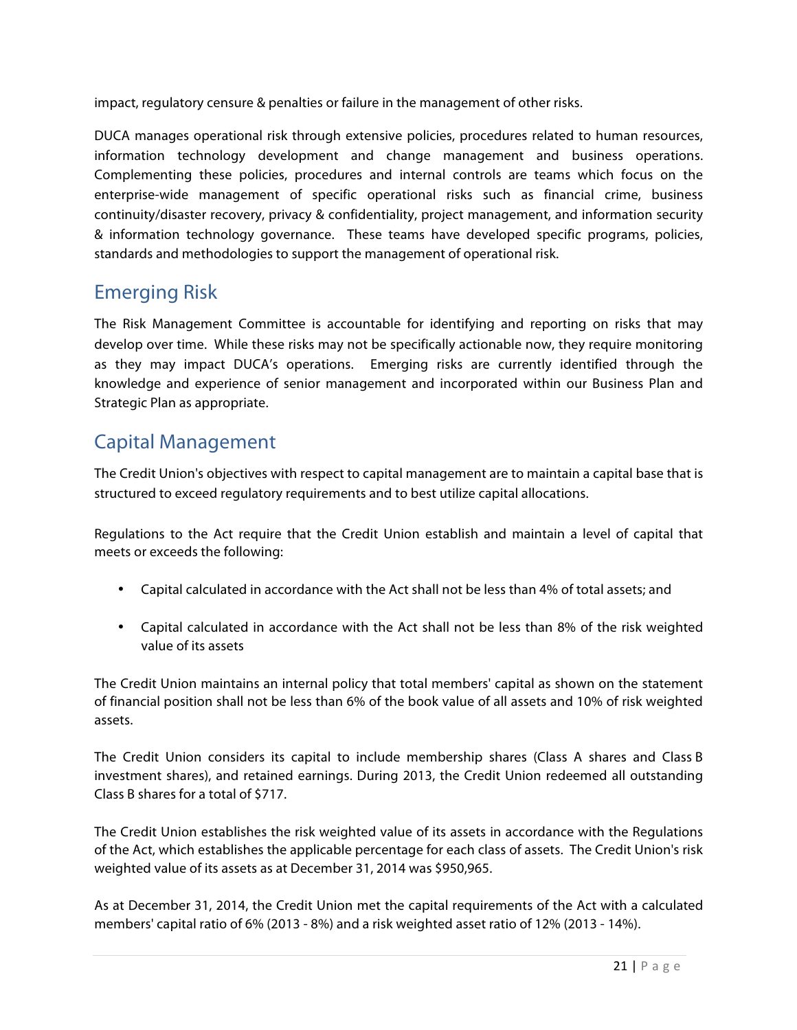impact, regulatory censure & penalties or failure in the management of other risks.

DUCA manages operational risk through extensive policies, procedures related to human resources, information technology development and change management and business operations. Complementing these policies, procedures and internal controls are teams which focus on the enterprise-wide management of specific operational risks such as financial crime, business continuity/disaster recovery, privacy & confidentiality, project management, and information security & information technology governance. These teams have developed specific programs, policies, standards and methodologies to support the management of operational risk.

## Emerging Risk

The Risk Management Committee is accountable for identifying and reporting on risks that may develop over time. While these risks may not be specifically actionable now, they require monitoring as they may impact DUCA's operations. Emerging risks are currently identified through the knowledge and experience of senior management and incorporated within our Business Plan and Strategic Plan as appropriate.

## Capital Management

The Credit Union's objectives with respect to capital management are to maintain a capital base that is structured to exceed regulatory requirements and to best utilize capital allocations.

Regulations to the Act require that the Credit Union establish and maintain a level of capital that meets or exceeds the following:

- Capital calculated in accordance with the Act shall not be less than 4% of total assets; and
- Capital calculated in accordance with the Act shall not be less than 8% of the risk weighted value of its assets

The Credit Union maintains an internal policy that total members' capital as shown on the statement of financial position shall not be less than 6% of the book value of all assets and 10% of risk weighted assets.

The Credit Union considers its capital to include membership shares (Class A shares and Class B investment shares), and retained earnings. During 2013, the Credit Union redeemed all outstanding Class B shares for a total of $717.

The Credit Union establishes the risk weighted value of its assets in accordance with the Regulations of the Act, which establishes the applicable percentage for each class of assets. The Credit Union's risk weighted value of its assets as at December 31, 2014 was $950,965.

As at December 31, 2014, the Credit Union met the capital requirements of the Act with a calculated members' capital ratio of 6% (2013 - 8%) and a risk weighted asset ratio of 12% (2013 - 14%).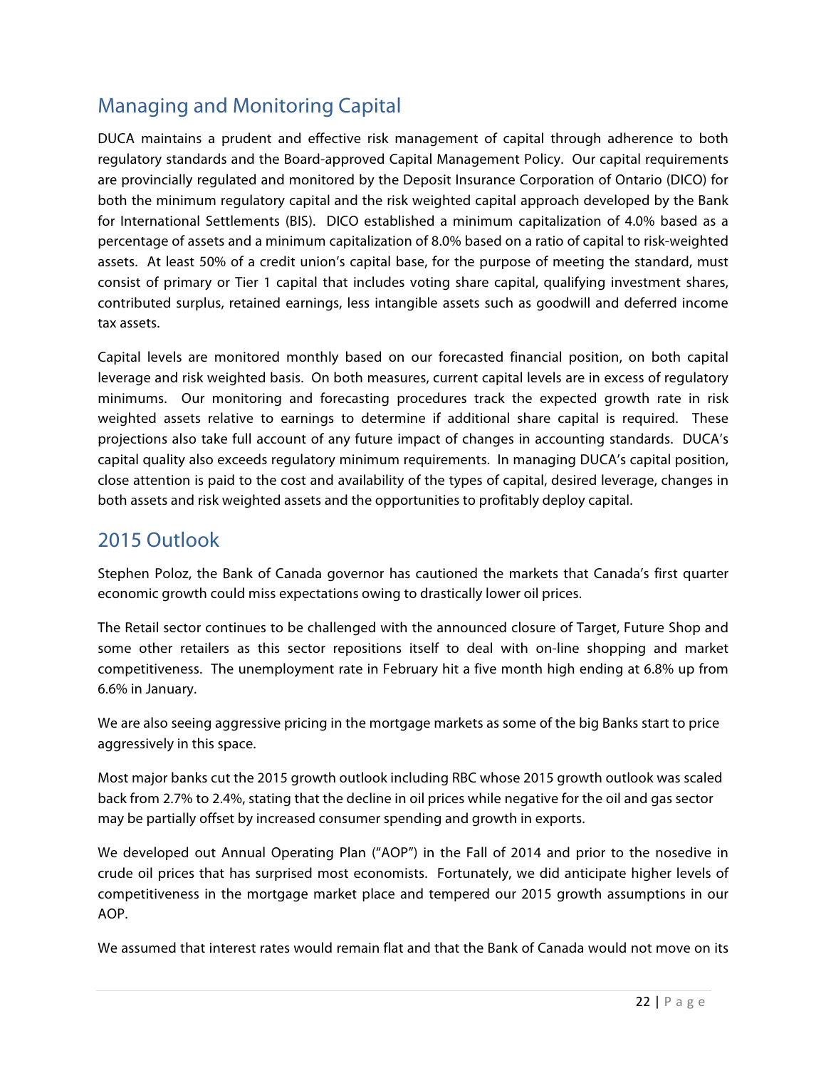## Managing and Monitoring Capital

DUCA maintains a prudent and effective risk management of capital through adherence to both regulatory standards and the Board-approved Capital Management Policy. Our capital requirements are provincially regulated and monitored by the Deposit Insurance Corporation of Ontario (DICO) for both the minimum regulatory capital and the risk weighted capital approach developed by the Bank for International Settlements (BIS). DICO established a minimum capitalization of 4.0% based as a percentage of assets and a minimum capitalization of 8.0% based on a ratio of capital to risk-weighted assets. At least 50% of a credit union's capital base, for the purpose of meeting the standard, must consist of primary or Tier 1 capital that includes voting share capital, qualifying investment shares, contributed surplus, retained earnings, less intangible assets such as goodwill and deferred income tax assets.

Capital levels are monitored monthly based on our forecasted financial position, on both capital leverage and risk weighted basis. On both measures, current capital levels are in excess of regulatory minimums. Our monitoring and forecasting procedures track the expected growth rate in risk weighted assets relative to earnings to determine if additional share capital is required. These projections also take full account of any future impact of changes in accounting standards. DUCA's capital quality also exceeds regulatory minimum requirements. In managing DUCA's capital position, close attention is paid to the cost and availability of the types of capital, desired leverage, changes in both assets and risk weighted assets and the opportunities to profitably deploy capital.

## 2015 Outlook

Stephen Poloz, the Bank of Canada governor has cautioned the markets that Canada's first quarter economic growth could miss expectations owing to drastically lower oil prices.

The Retail sector continues to be challenged with the announced closure of Target, Future Shop and some other retailers as this sector repositions itself to deal with on-line shopping and market competitiveness. The unemployment rate in February hit a five month high ending at 6.8% up from 6.6% in January.

We are also seeing aggressive pricing in the mortgage markets as some of the big Banks start to price aggressively in this space.

Most major banks cut the 2015 growth outlook including RBC whose 2015 growth outlook was scaled back from 2.7% to 2.4%, stating that the decline in oil prices while negative for the oil and gas sector may be partially offset by increased consumer spending and growth in exports.

We developed out Annual Operating Plan ("AOP") in the Fall of 2014 and prior to the nosedive in crude oil prices that has surprised most economists. Fortunately, we did anticipate higher levels of competitiveness in the mortgage market place and tempered our 2015 growth assumptions in our AOP.

We assumed that interest rates would remain flat and that the Bank of Canada would not move on its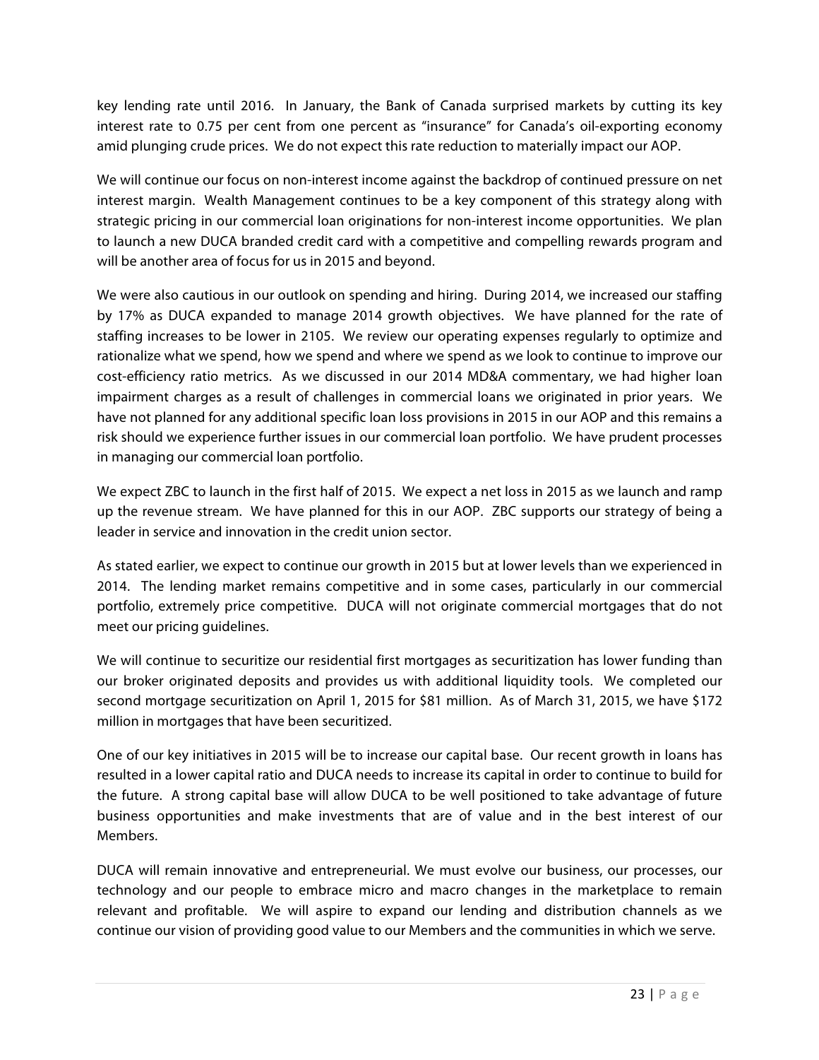key lending rate until 2016. In January, the Bank of Canada surprised markets by cutting its key interest rate to 0.75 per cent from one percent as "insurance" for Canada's oil-exporting economy amid plunging crude prices. We do not expect this rate reduction to materially impact our AOP.

We will continue our focus on non-interest income against the backdrop of continued pressure on net interest margin. Wealth Management continues to be a key component of this strategy along with strategic pricing in our commercial loan originations for non-interest income opportunities. We plan to launch a new DUCA branded credit card with a competitive and compelling rewards program and will be another area of focus for us in 2015 and beyond.

We were also cautious in our outlook on spending and hiring. During 2014, we increased our staffing by 17% as DUCA expanded to manage 2014 growth objectives. We have planned for the rate of staffing increases to be lower in 2105. We review our operating expenses regularly to optimize and rationalize what we spend, how we spend and where we spend as we look to continue to improve our cost-efficiency ratio metrics. As we discussed in our 2014 MD&A commentary, we had higher loan impairment charges as a result of challenges in commercial loans we originated in prior years. We have not planned for any additional specific loan loss provisions in 2015 in our AOP and this remains a risk should we experience further issues in our commercial loan portfolio. We have prudent processes in managing our commercial loan portfolio.

We expect ZBC to launch in the first half of 2015. We expect a net loss in 2015 as we launch and ramp up the revenue stream. We have planned for this in our AOP. ZBC supports our strategy of being a leader in service and innovation in the credit union sector.

As stated earlier, we expect to continue our growth in 2015 but at lower levels than we experienced in 2014. The lending market remains competitive and in some cases, particularly in our commercial portfolio, extremely price competitive. DUCA will not originate commercial mortgages that do not meet our pricing guidelines.

We will continue to securitize our residential first mortgages as securitization has lower funding than our broker originated deposits and provides us with additional liquidity tools. We completed our second mortgage securitization on April 1, 2015 for $81 million. As of March 31, 2015, we have $172 million in mortgages that have been securitized.

One of our key initiatives in 2015 will be to increase our capital base. Our recent growth in loans has resulted in a lower capital ratio and DUCA needs to increase its capital in order to continue to build for the future. A strong capital base will allow DUCA to be well positioned to take advantage of future business opportunities and make investments that are of value and in the best interest of our Members.

DUCA will remain innovative and entrepreneurial. We must evolve our business, our processes, our technology and our people to embrace micro and macro changes in the marketplace to remain relevant and profitable. We will aspire to expand our lending and distribution channels as we continue our vision of providing good value to our Members and the communities in which we serve.